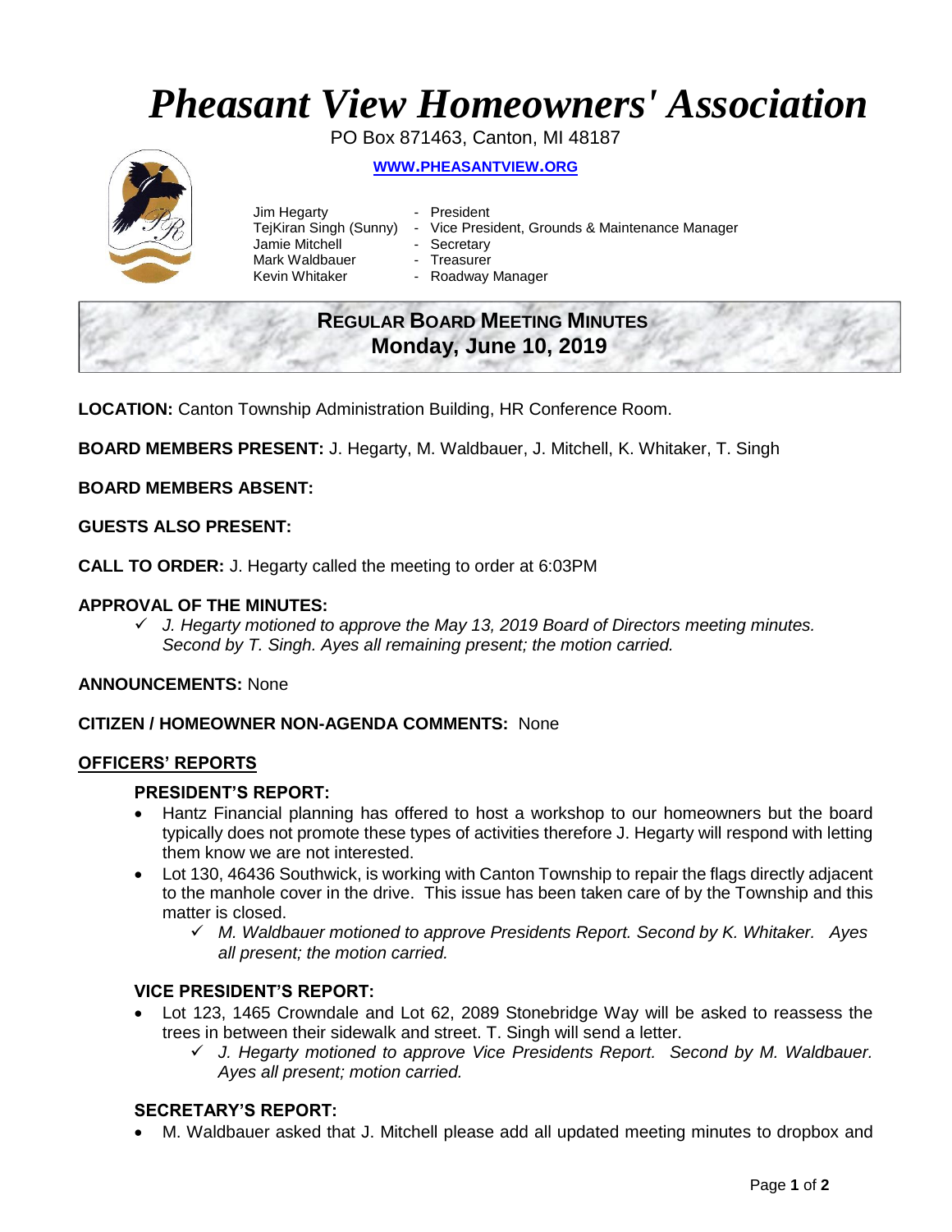# *Pheasant View Homeowners' Association*

PO Box 871463, Canton, MI 48187

**WWW.PHEASANTVIEW.ORG**

Jim Hegarty - President
TejKiran Singh (Sunny) - Vice President, Grounds & Maintenance Manager
Jamie Mitchell - Secretary
Mark Waldbauer - Treasurer
Kevin Whitaker - Roadway Manager

## REGULAR BOARD MEETING MINUTES
## Monday, June 10, 2019

**LOCATION:** Canton Township Administration Building, HR Conference Room.

**BOARD MEMBERS PRESENT:** J. Hegarty, M. Waldbauer, J. Mitchell, K. Whitaker, T. Singh

**BOARD MEMBERS ABSENT:**

**GUESTS ALSO PRESENT:**

**CALL TO ORDER:** J. Hegarty called the meeting to order at 6:03PM

**APPROVAL OF THE MINUTES:**

- ✓ *J. Hegarty motioned to approve the May 13, 2019 Board of Directors meeting minutes. Second by T. Singh. Ayes all remaining present; the motion carried.*

**ANNOUNCEMENTS:** None

**CITIZEN / HOMEOWNER NON-AGENDA COMMENTS:** None

## OFFICERS' REPORTS

### PRESIDENT'S REPORT:

- Hantz Financial planning has offered to host a workshop to our homeowners but the board typically does not promote these types of activities therefore J. Hegarty will respond with letting them know we are not interested.
- Lot 130, 46436 Southwick, is working with Canton Township to repair the flags directly adjacent to the manhole cover in the drive. This issue has been taken care of by the Township and this matter is closed.
  - ✓ *M. Waldbauer motioned to approve Presidents Report. Second by K. Whitaker. Ayes all present; the motion carried.*

### VICE PRESIDENT'S REPORT:

- Lot 123, 1465 Crowndale and Lot 62, 2089 Stonebridge Way will be asked to reassess the trees in between their sidewalk and street. T. Singh will send a letter.
  - ✓ *J. Hegarty motioned to approve Vice Presidents Report. Second by M. Waldbauer. Ayes all present; motion carried.*

### SECRETARY'S REPORT:

- M. Waldbauer asked that J. Mitchell please add all updated meeting minutes to dropbox and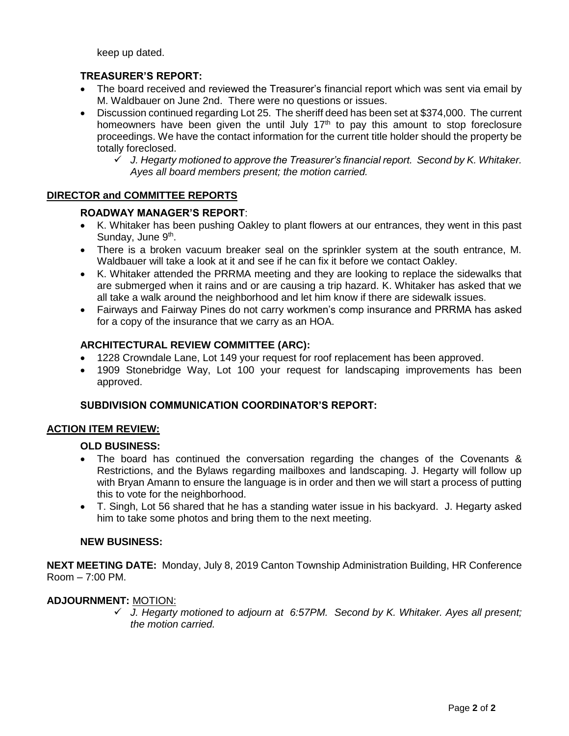keep up dated.

### TREASURER'S REPORT:

- The board received and reviewed the Treasurer's financial report which was sent via email by M. Waldbauer on June 2nd. There were no questions or issues.
- Discussion continued regarding Lot 25. The sheriff deed has been set at $374,000. The current homeowners have been given the until July 17th to pay this amount to stop foreclosure proceedings. We have the contact information for the current title holder should the property be totally foreclosed.
  - ✓ *J. Hegarty motioned to approve the Treasurer's financial report. Second by K. Whitaker. Ayes all board members present; the motion carried.*

## DIRECTOR and COMMITTEE REPORTS

### ROADWAY MANAGER'S REPORT:

- K. Whitaker has been pushing Oakley to plant flowers at our entrances, they went in this past Sunday, June 9th.
- There is a broken vacuum breaker seal on the sprinkler system at the south entrance, M. Waldbauer will take a look at it and see if he can fix it before we contact Oakley.
- K. Whitaker attended the PRRMA meeting and they are looking to replace the sidewalks that are submerged when it rains and or are causing a trip hazard. K. Whitaker has asked that we all take a walk around the neighborhood and let him know if there are sidewalk issues.
- Fairways and Fairway Pines do not carry workmen's comp insurance and PRRMA has asked for a copy of the insurance that we carry as an HOA.

### ARCHITECTURAL REVIEW COMMITTEE (ARC):

- 1228 Crowndale Lane, Lot 149 your request for roof replacement has been approved.
- 1909 Stonebridge Way, Lot 100 your request for landscaping improvements has been approved.

### SUBDIVISION COMMUNICATION COORDINATOR'S REPORT:

## ACTION ITEM REVIEW:

### OLD BUSINESS:

- The board has continued the conversation regarding the changes of the Covenants & Restrictions, and the Bylaws regarding mailboxes and landscaping. J. Hegarty will follow up with Bryan Amann to ensure the language is in order and then we will start a process of putting this to vote for the neighborhood.
- T. Singh, Lot 56 shared that he has a standing water issue in his backyard. J. Hegarty asked him to take some photos and bring them to the next meeting.

### NEW BUSINESS:

**NEXT MEETING DATE:** Monday, July 8, 2019 Canton Township Administration Building, HR Conference Room – 7:00 PM.

**ADJOURNMENT:** MOTION:

- ✓ *J. Hegarty motioned to adjourn at 6:57PM. Second by K. Whitaker. Ayes all present; the motion carried.*